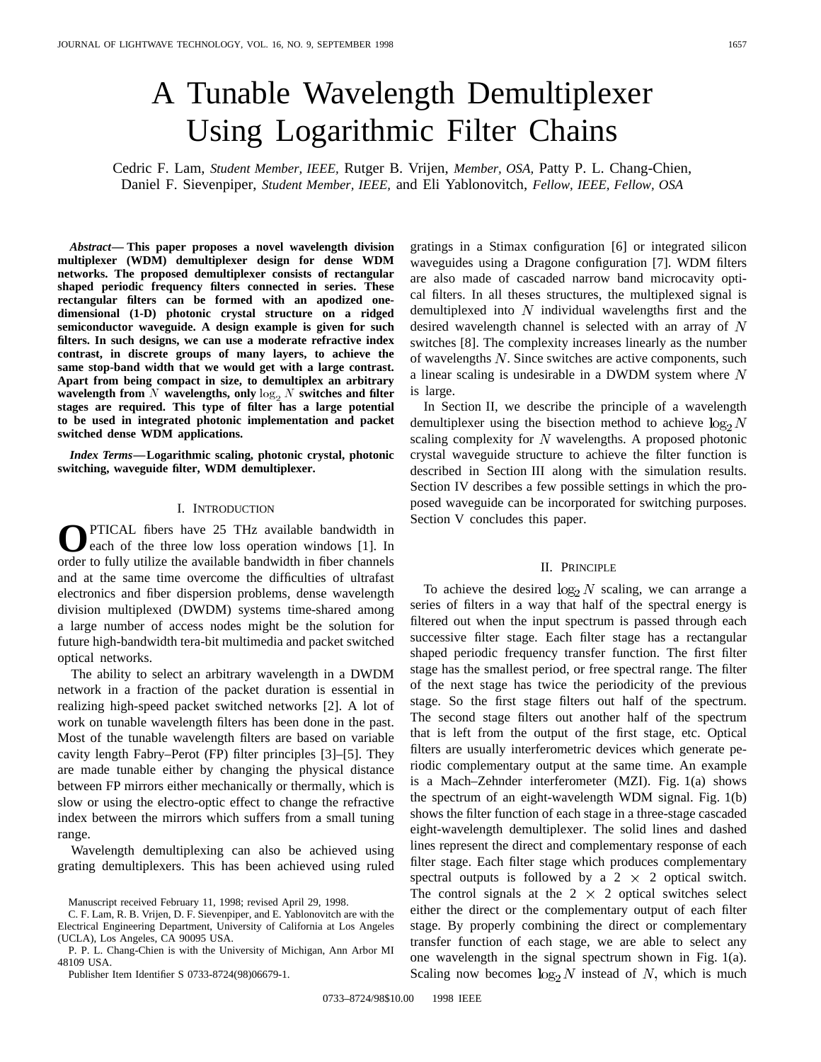# A Tunable Wavelength Demultiplexer Using Logarithmic Filter Chains

Cedric F. Lam, *Student Member, IEEE,* Rutger B. Vrijen, *Member, OSA,* Patty P. L. Chang-Chien, Daniel F. Sievenpiper, *Student Member, IEEE,* and Eli Yablonovitch, *Fellow, IEEE, Fellow, OSA*

***Abstract*— This paper proposes a novel wavelength division multiplexer (WDM) demultiplexer design for dense WDM networks. The proposed demultiplexer consists of rectangular shaped periodic frequency filters connected in series. These rectangular filters can be formed with an apodized one-dimensional (1-D) photonic crystal structure on a ridged semiconductor waveguide. A design example is given for such filters. In such designs, we can use a moderate refractive index contrast, in discrete groups of many layers, to achieve the same stop-band width that we would get with a large contrast. Apart from being compact in size, to demultiplex an arbitrary wavelength from $N$ wavelengths, only $\log_2 N$ switches and filter stages are required. This type of filter has a large potential to be used in integrated photonic implementation and packet switched dense WDM applications.**

***Index Terms*—Logarithmic scaling, photonic crystal, photonic switching, waveguide filter, WDM demultiplexer.**

## I. Introduction

Optical fibers have 25 THz available bandwidth in each of the three low loss operation windows [1]. In order to fully utilize the available bandwidth in fiber channels and at the same time overcome the difficulties of ultrafast electronics and fiber dispersion problems, dense wavelength division multiplexed (DWDM) systems time-shared among a large number of access nodes might be the solution for future high-bandwidth tera-bit multimedia and packet switched optical networks.

The ability to select an arbitrary wavelength in a DWDM network in a fraction of the packet duration is essential in realizing high-speed packet switched networks [2]. A lot of work on tunable wavelength filters has been done in the past. Most of the tunable wavelength filters are based on variable cavity length Fabry–Perot (FP) filter principles [3]–[5]. They are made tunable either by changing the physical distance between FP mirrors either mechanically or thermally, which is slow or using the electro-optic effect to change the refractive index between the mirrors which suffers from a small tuning range.

Wavelength demultiplexing can also be achieved using grating demultiplexers. This has been achieved using ruled gratings in a Stimax configuration [6] or integrated silicon waveguides using a Dragone configuration [7]. WDM filters are also made of cascaded narrow band microcavity optical filters. In all theses structures, the multiplexed signal is demultiplexed into $N$ individual wavelengths first and the desired wavelength channel is selected with an array of $N$ switches [8]. The complexity increases linearly as the number of wavelengths $N$. Since switches are active components, such a linear scaling is undesirable in a DWDM system where $N$ is large.

In Section II, we describe the principle of a wavelength demultiplexer using the bisection method to achieve $\log_2 N$ scaling complexity for $N$ wavelengths. A proposed photonic crystal waveguide structure to achieve the filter function is described in Section III along with the simulation results. Section IV describes a few possible settings in which the proposed waveguide can be incorporated for switching purposes. Section V concludes this paper.

## II. Principle

To achieve the desired $\log_2 N$ scaling, we can arrange a series of filters in a way that half of the spectral energy is filtered out when the input spectrum is passed through each successive filter stage. Each filter stage has a rectangular shaped periodic frequency transfer function. The first filter stage has the smallest period, or free spectral range. The filter of the next stage has twice the periodicity of the previous stage. So the first stage filters out half of the spectrum. The second stage filters out another half of the spectrum that is left from the output of the first stage, etc. Optical filters are usually interferometric devices which generate periodic complementary output at the same time. An example is a Mach–Zehnder interferometer (MZI). Fig. 1(a) shows the spectrum of an eight-wavelength WDM signal. Fig. 1(b) shows the filter function of each stage in a three-stage cascaded eight-wavelength demultiplexer. The solid lines and dashed lines represent the direct and complementary response of each filter stage. Each filter stage which produces complementary spectral outputs is followed by a 2 × 2 optical switch. The control signals at the 2 × 2 optical switches select either the direct or the complementary output of each filter stage. By properly combining the direct or complementary transfer function of each stage, we are able to select any one wavelength in the signal spectrum shown in Fig. 1(a). Scaling now becomes $\log_2 N$ instead of $N$, which is much

---

Manuscript received February 11, 1998; revised April 29, 1998.

C. F. Lam, R. B. Vrijen, D. F. Sievenpiper, and E. Yablonovitch are with the Electrical Engineering Department, University of California at Los Angeles (UCLA), Los Angeles, CA 90095 USA.

P. P. L. Chang-Chien is with the University of Michigan, Ann Arbor MI 48109 USA.

Publisher Item Identifier S 0733-8724(98)06679-1.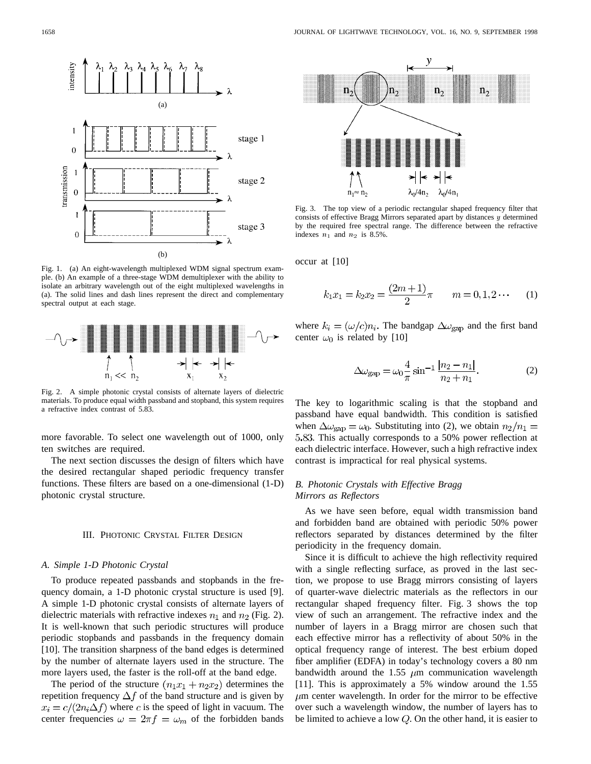Fig. 1. (a) An eight-wavelength multiplexed WDM signal spectrum example. (b) An example of a three-stage WDM demultiplexer with the ability to isolate an arbitrary wavelength out of the eight multiplexed wavelengths in (a). The solid lines and dash lines represent the direct and complementary spectral output at each stage.

Fig. 2. A simple photonic crystal consists of alternate layers of dielectric materials. To produce equal width passband and stopband, this system requires a refractive index contrast of 5.83.

more favorable. To select one wavelength out of 1000, only ten switches are required.

The next section discusses the design of filters which have the desired rectangular shaped periodic frequency transfer functions. These filters are based on a one-dimensional (1-D) photonic crystal structure.

## III. Photonic Crystal Filter Design

### *A. Simple 1-D Photonic Crystal*

To produce repeated passbands and stopbands in the frequency domain, a 1-D photonic crystal structure is used [9]. A simple 1-D photonic crystal consists of alternate layers of dielectric materials with refractive indexes $n_1$ and $n_2$ (Fig. 2). It is well-known that such periodic structures will produce periodic stopbands and passbands in the frequency domain [10]. The transition sharpness of the band edges is determined by the number of alternate layers used in the structure. The more layers used, the faster is the roll-off at the band edge.

The period of the structure $(n_1 x_1 + n_2 x_2)$ determines the repetition frequency $\Delta f$ of the band structure and is given by $x_i = c/(2 n_i \Delta f)$ where $c$ is the speed of light in vacuum. The center frequencies $\omega = 2\pi f = \omega_m$ of the forbidden bands occur at [10]

$$k_1 x_1 = k_2 x_2 = \frac{(2m+1)}{2}\pi \qquad m = 0, 1, 2 \cdots \tag{1}$$

where $k_i = (\omega/c) n_i$. The bandgap $\Delta\omega_{\text{gap}}$ and the first band center $\omega_0$ is related by [10]

$$\Delta\omega_{\text{gap}} = \omega_0 \frac{4}{\pi} \sin^{-1} \frac{|n_2 - n_1|}{n_2 + n_1}. \tag{2}$$

The key to logarithmic scaling is that the stopband and passband have equal bandwidth. This condition is satisfied when $\Delta\omega_{\text{gap}} = \omega_0$. Substituting into (2), we obtain $n_2/n_1 = 5.83$. This actually corresponds to a 50% power reflection at each dielectric interface. However, such a high refractive index contrast is impractical for real physical systems.

Fig. 3. The top view of a periodic rectangular shaped frequency filter that consists of effective Bragg Mirrors separated apart by distances $y$ determined by the required free spectral range. The difference between the refractive indexes $n_1$ and $n_2$ is 8.5%.

### *B. Photonic Crystals with Effective Bragg Mirrors as Reflectors*

As we have seen before, equal width transmission band and forbidden band are obtained with periodic 50% power reflectors separated by distances determined by the filter periodicity in the frequency domain.

Since it is difficult to achieve the high reflectivity required with a single reflecting surface, as proved in the last section, we propose to use Bragg mirrors consisting of layers of quarter-wave dielectric materials as the reflectors in our rectangular shaped frequency filter. Fig. 3 shows the top view of such an arrangement. The refractive index and the number of layers in a Bragg mirror are chosen such that each effective mirror has a reflectivity of about 50% in the optical frequency range of interest. The best erbium doped fiber amplifier (EDFA) in today's technology covers a 80 nm bandwidth around the 1.55 $\mu$m communication wavelength [11]. This is approximately a 5% window around the 1.55 $\mu$m center wavelength. In order for the mirror to be effective over such a wavelength window, the number of layers has to be limited to achieve a low $Q$. On the other hand, it is easier to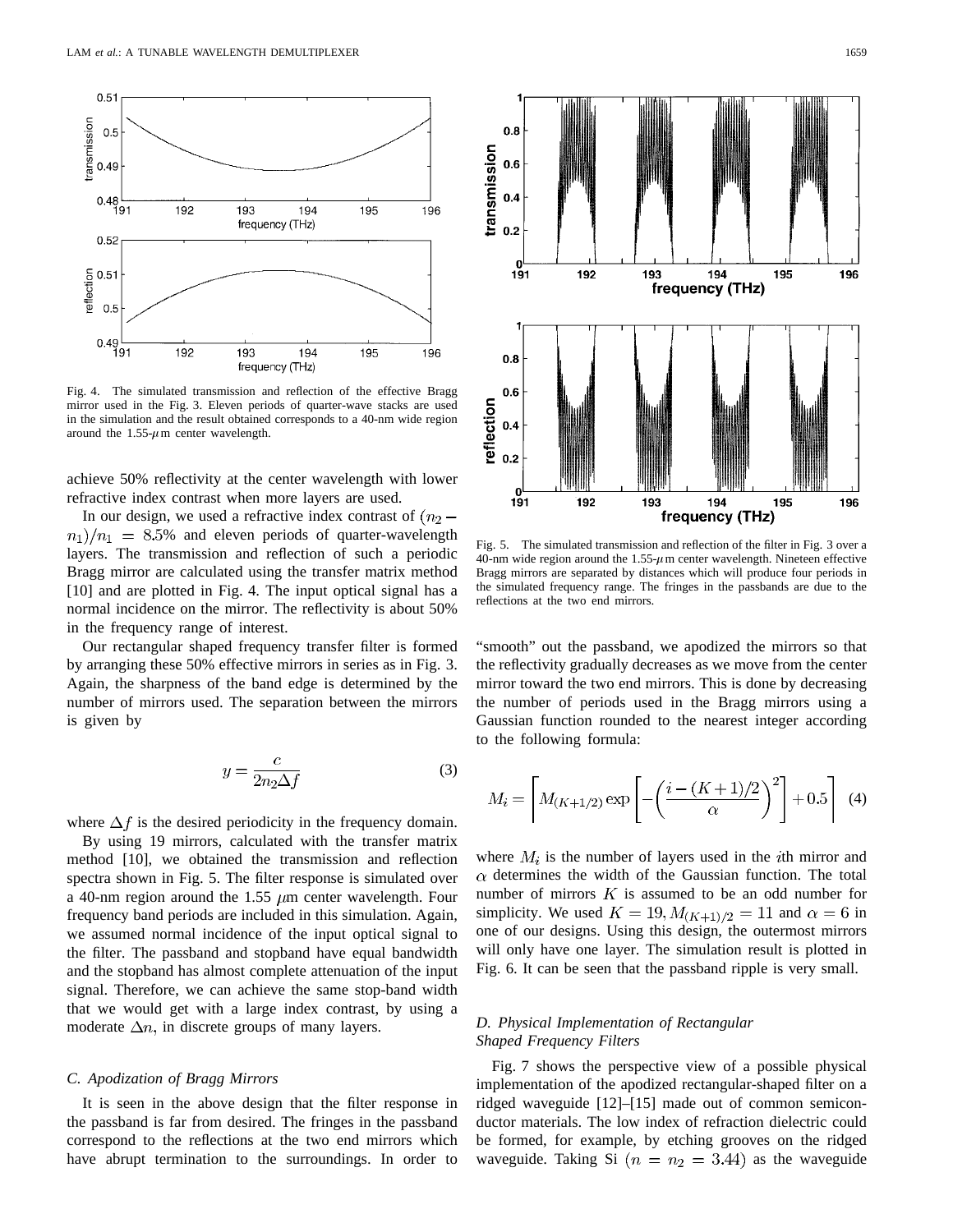Fig. 4. The simulated transmission and reflection of the effective Bragg mirror used in the Fig. 3. Eleven periods of quarter-wave stacks are used in the simulation and the result obtained corresponds to a 40-nm wide region around the 1.55-$\mu$m center wavelength.

achieve 50% reflectivity at the center wavelength with lower refractive index contrast when more layers are used.

In our design, we used a refractive index contrast of $(n_2 - n_1)/n_1 = 8.5\%$ and eleven periods of quarter-wavelength layers. The transmission and reflection of such a periodic Bragg mirror are calculated using the transfer matrix method [10] and are plotted in Fig. 4. The input optical signal has a normal incidence on the mirror. The reflectivity is about 50% in the frequency range of interest.

Our rectangular shaped frequency transfer filter is formed by arranging these 50% effective mirrors in series as in Fig. 3. Again, the sharpness of the band edge is determined by the number of mirrors used. The separation between the mirrors is given by

$$y = \frac{c}{2n_2 \Delta f} \tag{3}$$

where $\Delta f$ is the desired periodicity in the frequency domain.

By using 19 mirrors, calculated with the transfer matrix method [10], we obtained the transmission and reflection spectra shown in Fig. 5. The filter response is simulated over a 40-nm region around the 1.55 $\mu$m center wavelength. Four frequency band periods are included in this simulation. Again, we assumed normal incidence of the input optical signal to the filter. The passband and stopband have equal bandwidth and the stopband has almost complete attenuation of the input signal. Therefore, we can achieve the same stop-band width that we would get with a large index contrast, by using a moderate $\Delta n$, in discrete groups of many layers.

### C. Apodization of Bragg Mirrors

It is seen in the above design that the filter response in the passband is far from desired. The fringes in the passband correspond to the reflections at the two end mirrors which have abrupt termination to the surroundings. In order to "smooth" out the passband, we apodized the mirrors so that the reflectivity gradually decreases as we move from the center mirror toward the two end mirrors. This is done by decreasing the number of periods used in the Bragg mirrors using a Gaussian function rounded to the nearest integer according to the following formula:

Fig. 5. The simulated transmission and reflection of the filter in Fig. 3 over a 40-nm wide region around the 1.55-$\mu$m center wavelength. Nineteen effective Bragg mirrors are separated by distances which will produce four periods in the simulated frequency range. The fringes in the passbands are due to the reflections at the two end mirrors.

$$M_i = \left\lceil M_{(K+1/2)} \exp\left[ -\left( \frac{i - (K+1)/2}{\alpha} \right)^2 \right] + 0.5 \right\rceil \tag{4}$$

where $M_i$ is the number of layers used in the $i$th mirror and $\alpha$ determines the width of the Gaussian function. The total number of mirrors $K$ is assumed to be an odd number for simplicity. We used $K = 19, M_{(K+1)/2} = 11$ and $\alpha = 6$ in one of our designs. Using this design, the outermost mirrors will only have one layer. The simulation result is plotted in Fig. 6. It can be seen that the passband ripple is very small.

### D. Physical Implementation of Rectangular Shaped Frequency Filters

Fig. 7 shows the perspective view of a possible physical implementation of the apodized rectangular-shaped filter on a ridged waveguide [12]–[15] made out of common semiconductor materials. The low index of refraction dielectric could be formed, for example, by etching grooves on the ridged waveguide. Taking Si $(n = n_2 = 3.44)$ as the waveguide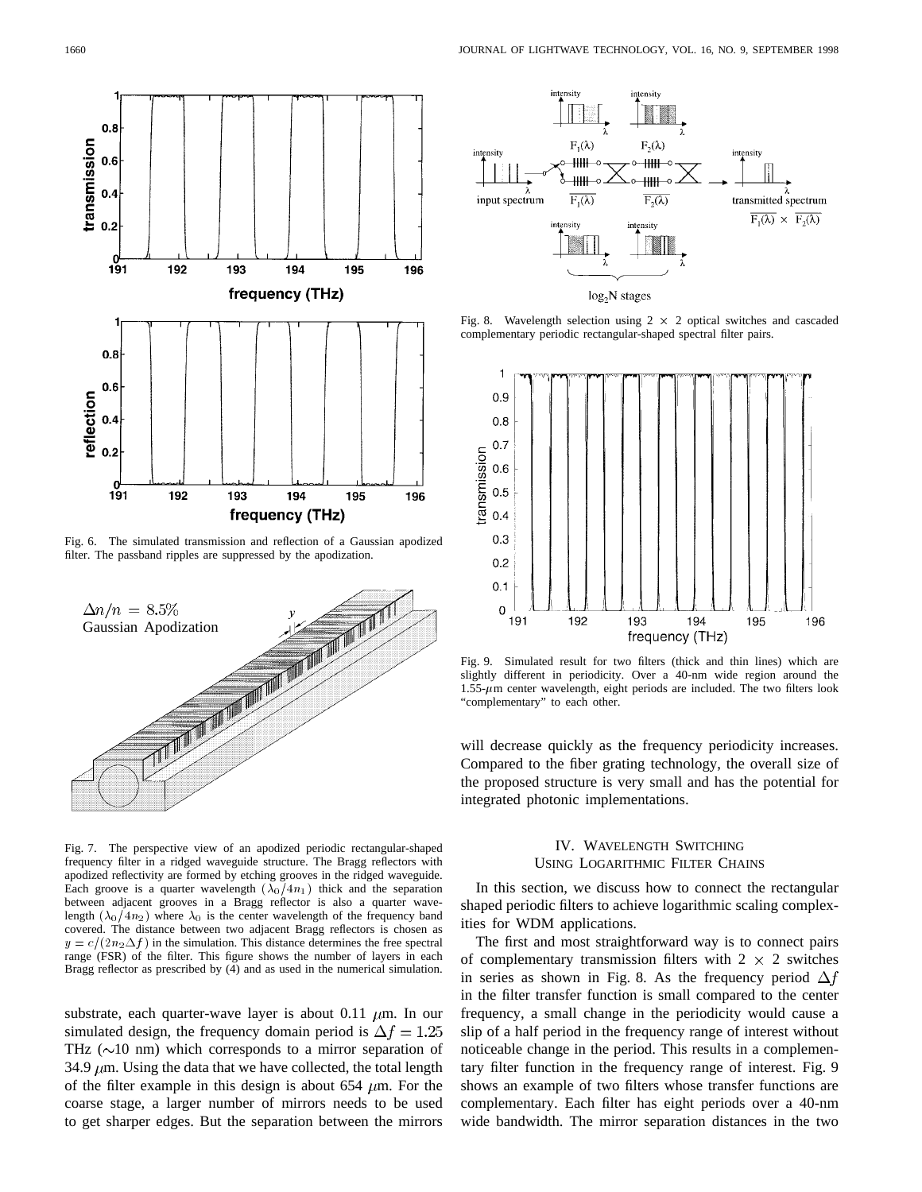Fig. 6. The simulated transmission and reflection of a Gaussian apodized filter. The passband ripples are suppressed by the apodization.

Fig. 7. The perspective view of an apodized periodic rectangular-shaped frequency filter in a ridged waveguide structure. The Bragg reflectors with apodized reflectivity are formed by etching grooves in the ridged waveguide. Each groove is a quarter wavelength $(\lambda_0/4n_1)$ thick and the separation between adjacent grooves in a Bragg reflector is also a quarter wavelength $(\lambda_0/4n_2)$ where $\lambda_0$ is the center wavelength of the frequency band covered. The distance between two adjacent Bragg reflectors is chosen as $y = c/(2n_2\Delta f)$ in the simulation. This distance determines the free spectral range (FSR) of the filter. This figure shows the number of layers in each Bragg reflector as prescribed by (4) and as used in the numerical simulation.

substrate, each quarter-wave layer is about 0.11 $\mu$m. In our simulated design, the frequency domain period is $\Delta f = 1.25$ THz ($\sim$10 nm) which corresponds to a mirror separation of 34.9 $\mu$m. Using the data that we have collected, the total length of the filter example in this design is about 654 $\mu$m. For the coarse stage, a larger number of mirrors needs to be used to get sharper edges. But the separation between the mirrors will decrease quickly as the frequency periodicity increases. Compared to the fiber grating technology, the overall size of the proposed structure is very small and has the potential for integrated photonic implementations.

Fig. 8. Wavelength selection using $2 \times 2$ optical switches and cascaded complementary periodic rectangular-shaped spectral filter pairs.

Fig. 9. Simulated result for two filters (thick and thin lines) which are slightly different in periodicity. Over a 40-nm wide region around the 1.55-$\mu$m center wavelength, eight periods are included. The two filters look "complementary" to each other.

## IV. Wavelength Switching Using Logarithmic Filter Chains

In this section, we discuss how to connect the rectangular shaped periodic filters to achieve logarithmic scaling complexities for WDM applications.

The first and most straightforward way is to connect pairs of complementary transmission filters with $2 \times 2$ switches in series as shown in Fig. 8. As the frequency period $\Delta f$ in the filter transfer function is small compared to the center frequency, a small change in the periodicity would cause a slip of a half period in the frequency range of interest without noticeable change in the period. This results in a complementary filter function in the frequency range of interest. Fig. 9 shows an example of two filters whose transfer functions are complementary. Each filter has eight periods over a 40-nm wide bandwidth. The mirror separation distances in the two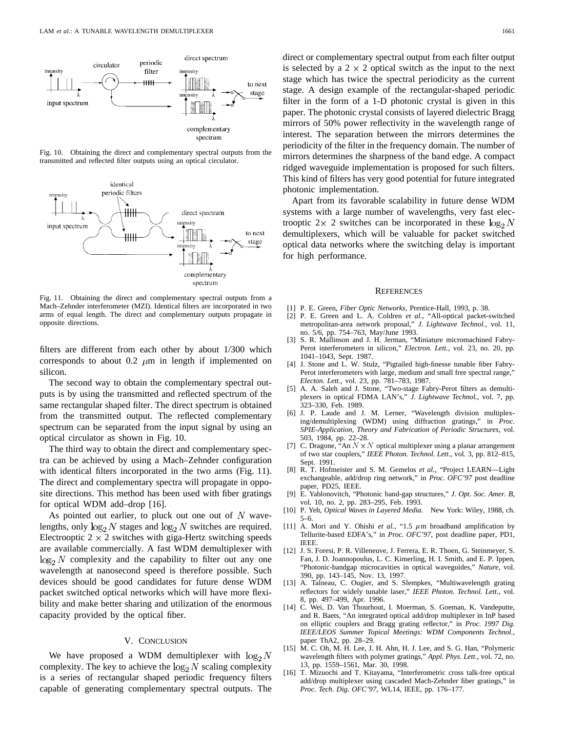Fig. 10. Obtaining the direct and complementary spectral outputs from the transmitted and reflected filter outputs using an optical circulator.

Fig. 11. Obtaining the direct and complementary spectral outputs from a Mach–Zehnder interferometer (MZI). Identical filters are incorporated in two arms of equal length. The direct and complementary outputs propagate in opposite directions.

filters are different from each other by about 1/300 which corresponds to about 0.2 $\mu$m in length if implemented on silicon.

The second way to obtain the complementary spectral outputs is by using the transmitted and reflected spectrum of the same rectangular shaped filter. The direct spectrum is obtained from the transmitted output. The reflected complementary spectrum can be separated from the input signal by using an optical circulator as shown in Fig. 10.

The third way to obtain the direct and complementary spectra can be achieved by using a Mach–Zehnder configuration with identical filters incorporated in the two arms (Fig. 11). The direct and complementary spectra will propagate in opposite directions. This method has been used with fiber gratings for optical WDM add–drop [16].

As pointed out earlier, to pluck out one out of $N$ wavelengths, only $\log_2 N$ stages and $\log_2 N$ switches are required. Electrooptic $2 \times 2$ switches with giga-Hertz switching speeds are available commercially. A fast WDM demultiplexer with $\log_2 N$ complexity and the capability to filter out any one wavelength at nanosecond speed is therefore possible. Such devices should be good candidates for future dense WDM packet switched optical networks which will have more flexibility and make better sharing and utilization of the enormous capacity provided by the optical fiber.

## V. Conclusion

We have proposed a WDM demultiplexer with $\log_2 N$ complexity. The key to achieve the $\log_2 N$ scaling complexity is a series of rectangular shaped periodic frequency filters capable of generating complementary spectral outputs. The direct or complementary spectral output from each filter output is selected by a $2 \times 2$ optical switch as the input to the next stage which has twice the spectral periodicity as the current stage. A design example of the rectangular-shaped periodic filter in the form of a 1-D photonic crystal is given in this paper. The photonic crystal consists of layered dielectric Bragg mirrors of 50% power reflectivity in the wavelength range of interest. The separation between the mirrors determines the periodicity of the filter in the frequency domain. The number of mirrors determines the sharpness of the band edge. A compact ridged waveguide implementation is proposed for such filters. This kind of filters has very good potential for future integrated photonic implementation.

Apart from its favorable scalability in future dense WDM systems with a large number of wavelengths, very fast electrooptic $2\times$ 2 switches can be incorporated in these $\log_2 N$ demultiplexers, which will be valuable for packet switched optical data networks where the switching delay is important for high performance.

## References

[1] P. E. Green, *Fiber Optic Networks*, Prentice-Hall, 1993, p. 38.

[2] P. E. Green and L. A. Coldren *et al.*, "All-optical packet-switched metropolitan-area network proposal," *J. Lightwave Technol.*, vol. 11, no. 5/6, pp. 754–763, May/June 1993.

[3] S. R. Mallinson and J. H. Jerman, "Miniature micromachined Fabry-Perot interferometers in silicon," *Electron. Lett.*, vol. 23, no. 20, pp. 1041–1043, Sept. 1987.

[4] J. Stone and L. W. Stulz, "Pigtailed high-finesse tunable fiber Fabry-Perot interferometers with large, medium and small free spectral range," *Electon. Lett.*, vol. 23, pp. 781–783, 1987.

[5] A. A. Saleh and J. Stone, "Two-stage Fabry-Perot filters as demultiplexers in optical FDMA LAN's," *J. Lightwave Technol.*, vol. 7, pp. 323–330, Feb. 1989.

[6] J. P. Laude and J. M. Lerner, "Wavelength division multiplexing/demultiplexing (WDM) using diffraction gratings," in *Proc. SPIE-Application, Theory and Fabrication of Periodic Structures*, vol. 503, 1984, pp. 22–28.

[7] C. Dragone, "An $N \times N$ optical multiplexer using a planar arrangement of two star couplers," *IEEE Photon. Technol. Lett.*, vol. 3, pp. 812–815, Sept. 1991.

[8] R. T. Hofmeister and S. M. Gemelos *et al.*, "Project LEARN—Light exchangeable, add/drop ring network," in *Proc. OFC'97* post deadline paper, PD25, IEEE.

[9] E. Yablonovitch, "Photonic band-gap structures," *J. Opt. Soc. Amer. B*, vol. 10, no. 2, pp. 283–295, Feb. 1993.

[10] P. Yeh, *Optical Waves in Layered Media*. New York: Wiley, 1988, ch. 5–6.

[11] A. Mori and Y. Ohishi *et al.*, "1.5 $\mu$m broadband amplification by Tellurite-based EDFA's," in *Proc. OFC'97*, post deadline paper, PD1, IEEE.

[12] J. S. Foresi, P. R. Villeneuve, J. Ferrera, E. R. Thoen, G. Steinmeyer, S. Fan, J. D. Joannopoulus, L. C. Kimerling, H. I. Smith, and E. P. Ippen, "Photonic-bandgap microcavities in optical waveguides," *Nature*, vol. 390, pp. 143–145, Nov. 13, 1997.

[13] A. Talneau, C. Ougier, and S. Slempkes, "Multiwavelength grating reflectors for widely tunable laser," *IEEE Photon. Technol. Lett.*, vol. 8, pp. 497–499, Apr. 1996.

[14] C. Wei, D. Van Thourhout, I. Moerman, S. Goeman, K. Vandeputte, and R. Baets, "An integrated optical add/drop multiplexer in InP based on elliptic couplers and Bragg grating reflector," in *Proc. 1997 Dig. IEEE/LEOS Summer Topical Meetings: WDM Components Technol.*, paper ThA2, pp. 28–29.

[15] M. C. Oh, M. H. Lee, J. H. Ahn, H. J. Lee, and S. G. Han, "Polymeric wavelength filters with polymer gratings," *Appl. Phys. Lett.*, vol. 72, no. 13, pp. 1559–1561, Mar. 30, 1998.

[16] T. Mizuochi and T. Kitayama, "Interferometric cross talk-free optical add/drop multiplexer using cascaded Mach-Zehnder fiber gratings," in *Proc. Tech. Dig. OFC'97*, WL14, IEEE, pp. 176–177.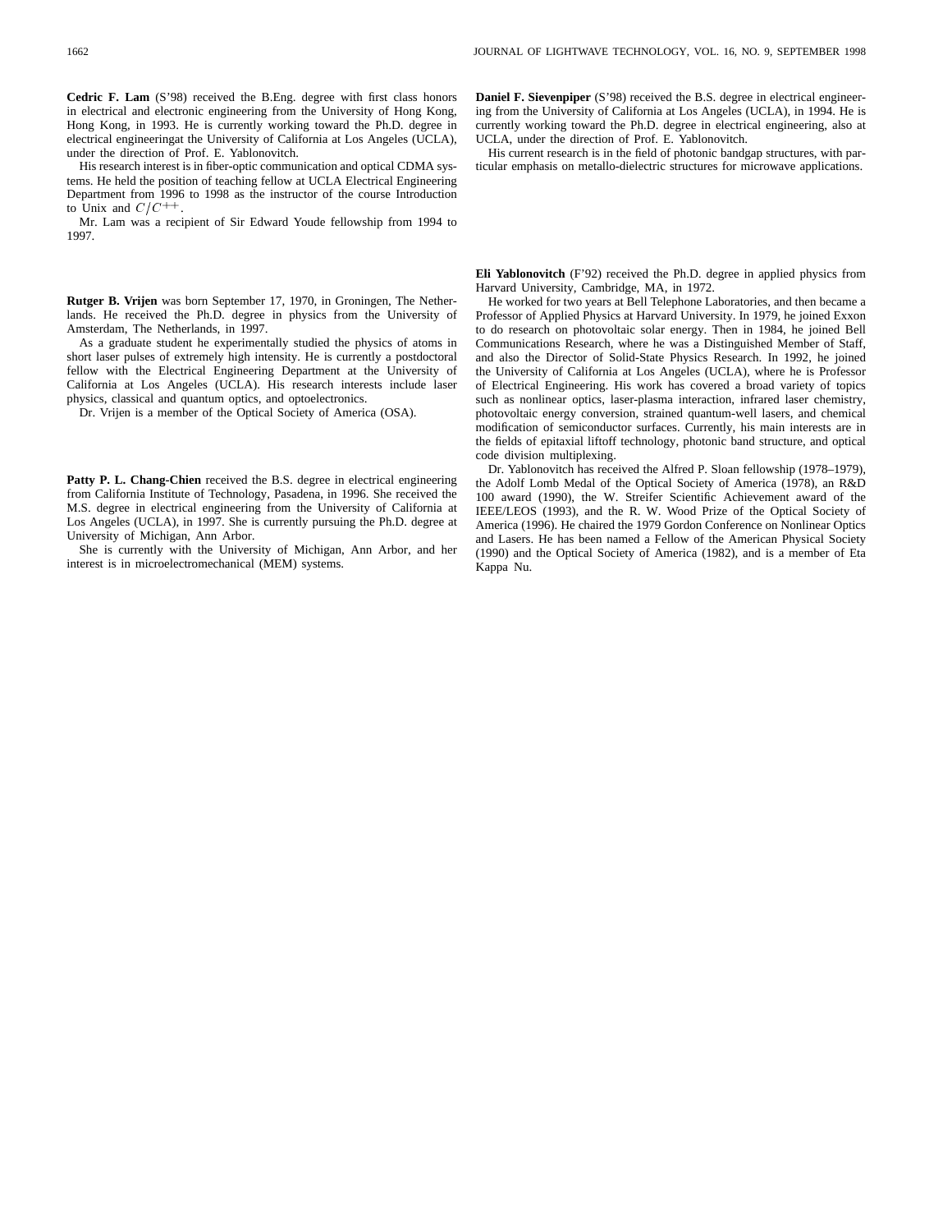**Cedric F. Lam** (S'98) received the B.Eng. degree with first class honors in electrical and electronic engineering from the University of Hong Kong, Hong Kong, in 1993. He is currently working toward the Ph.D. degree in electrical engineeringat the University of California at Los Angeles (UCLA), under the direction of Prof. E. Yablonovitch.

His research interest is in fiber-optic communication and optical CDMA systems. He held the position of teaching fellow at UCLA Electrical Engineering Department from 1996 to 1998 as the instructor of the course Introduction to Unix and $C/C^{++}$.

Mr. Lam was a recipient of Sir Edward Youde fellowship from 1994 to 1997.

**Rutger B. Vrijen** was born September 17, 1970, in Groningen, The Netherlands. He received the Ph.D. degree in physics from the University of Amsterdam, The Netherlands, in 1997.

As a graduate student he experimentally studied the physics of atoms in short laser pulses of extremely high intensity. He is currently a postdoctoral fellow with the Electrical Engineering Department at the University of California at Los Angeles (UCLA). His research interests include laser physics, classical and quantum optics, and optoelectronics.

Dr. Vrijen is a member of the Optical Society of America (OSA).

**Patty P. L. Chang-Chien** received the B.S. degree in electrical engineering from California Institute of Technology, Pasadena, in 1996. She received the M.S. degree in electrical engineering from the University of California at Los Angeles (UCLA), in 1997. She is currently pursuing the Ph.D. degree at University of Michigan, Ann Arbor.

She is currently with the University of Michigan, Ann Arbor, and her interest is in microelectromechanical (MEM) systems.

**Daniel F. Sievenpiper** (S'98) received the B.S. degree in electrical engineering from the University of California at Los Angeles (UCLA), in 1994. He is currently working toward the Ph.D. degree in electrical engineering, also at UCLA, under the direction of Prof. E. Yablonovitch.

His current research is in the field of photonic bandgap structures, with particular emphasis on metallo-dielectric structures for microwave applications.

**Eli Yablonovitch** (F'92) received the Ph.D. degree in applied physics from Harvard University, Cambridge, MA, in 1972.

He worked for two years at Bell Telephone Laboratories, and then became a Professor of Applied Physics at Harvard University. In 1979, he joined Exxon to do research on photovoltaic solar energy. Then in 1984, he joined Bell Communications Research, where he was a Distinguished Member of Staff, and also the Director of Solid-State Physics Research. In 1992, he joined the University of California at Los Angeles (UCLA), where he is Professor of Electrical Engineering. His work has covered a broad variety of topics such as nonlinear optics, laser-plasma interaction, infrared laser chemistry, photovoltaic energy conversion, strained quantum-well lasers, and chemical modification of semiconductor surfaces. Currently, his main interests are in the fields of epitaxial liftoff technology, photonic band structure, and optical code division multiplexing.

Dr. Yablonovitch has received the Alfred P. Sloan fellowship (1978–1979), the Adolf Lomb Medal of the Optical Society of America (1978), an R&D 100 award (1990), the W. Streifer Scientific Achievement award of the IEEE/LEOS (1993), and the R. W. Wood Prize of the Optical Society of America (1996). He chaired the 1979 Gordon Conference on Nonlinear Optics and Lasers. He has been named a Fellow of the American Physical Society (1990) and the Optical Society of America (1982), and is a member of Eta Kappa Nu.